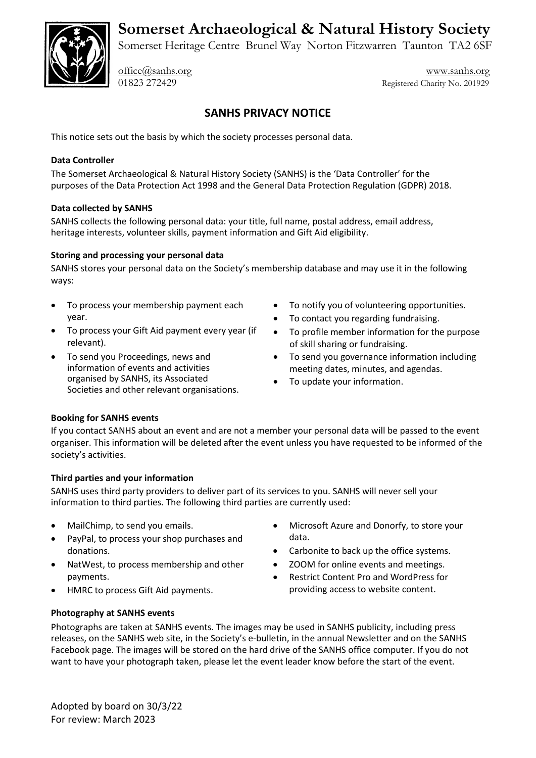# Somerset Archaeological & Natural History Society

Somerset Heritage Centre Brunel Way Norton Fitzwarren Taunton TA2 6SF

office@sanhs.org
01823 272429

www.sanhs.org
Registered Charity No. 201929

## SANHS PRIVACY NOTICE

This notice sets out the basis by which the society processes personal data.

**Data Controller**

The Somerset Archaeological & Natural History Society (SANHS) is the 'Data Controller' for the purposes of the Data Protection Act 1998 and the General Data Protection Regulation (GDPR) 2018.

**Data collected by SANHS**

SANHS collects the following personal data: your title, full name, postal address, email address, heritage interests, volunteer skills, payment information and Gift Aid eligibility.

**Storing and processing your personal data**

SANHS stores your personal data on the Society's membership database and may use it in the following ways:

- To process your membership payment each year.
- To process your Gift Aid payment every year (if relevant).
- To send you Proceedings, news and information of events and activities organised by SANHS, its Associated Societies and other relevant organisations.
- To notify you of volunteering opportunities.
- To contact you regarding fundraising.
- To profile member information for the purpose of skill sharing or fundraising.
- To send you governance information including meeting dates, minutes, and agendas.
- To update your information.

**Booking for SANHS events**

If you contact SANHS about an event and are not a member your personal data will be passed to the event organiser. This information will be deleted after the event unless you have requested to be informed of the society's activities.

**Third parties and your information**

SANHS uses third party providers to deliver part of its services to you. SANHS will never sell your information to third parties. The following third parties are currently used:

- MailChimp, to send you emails.
- PayPal, to process your shop purchases and donations.
- NatWest, to process membership and other payments.
- HMRC to process Gift Aid payments.
- Microsoft Azure and Donorfy, to store your data.
- Carbonite to back up the office systems.
- ZOOM for online events and meetings.
- Restrict Content Pro and WordPress for providing access to website content.

**Photography at SANHS events**

Photographs are taken at SANHS events. The images may be used in SANHS publicity, including press releases, on the SANHS web site, in the Society's e-bulletin, in the annual Newsletter and on the SANHS Facebook page. The images will be stored on the hard drive of the SANHS office computer. If you do not want to have your photograph taken, please let the event leader know before the start of the event.

Adopted by board on 30/3/22
For review: March 2023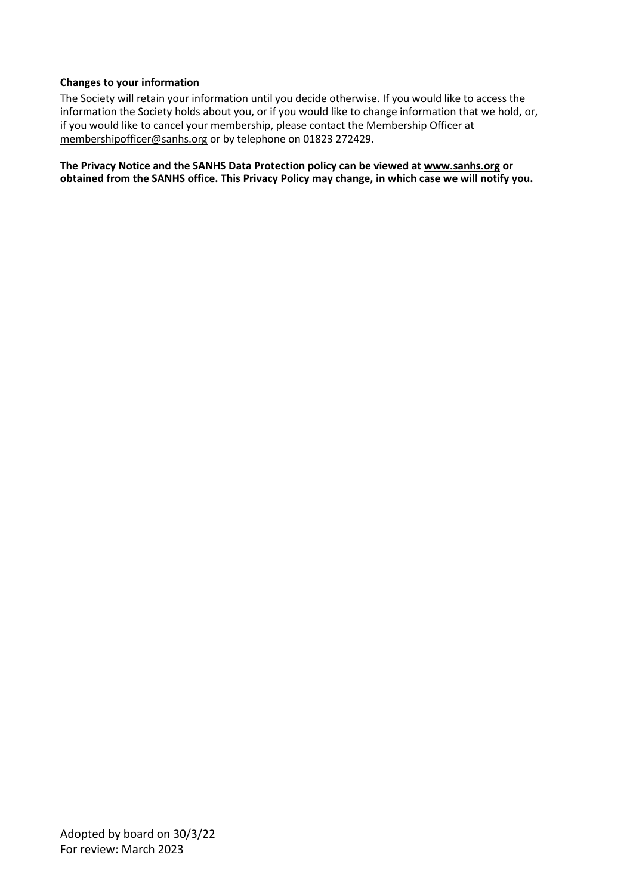**Changes to your information**

The Society will retain your information until you decide otherwise. If you would like to access the information the Society holds about you, or if you would like to change information that we hold, or, if you would like to cancel your membership, please contact the Membership Officer at membershipofficer@sanhs.org or by telephone on 01823 272429.

**The Privacy Notice and the SANHS Data Protection policy can be viewed at www.sanhs.org or obtained from the SANHS office. This Privacy Policy may change, in which case we will notify you.**

Adopted by board on 30/3/22
For review: March 2023